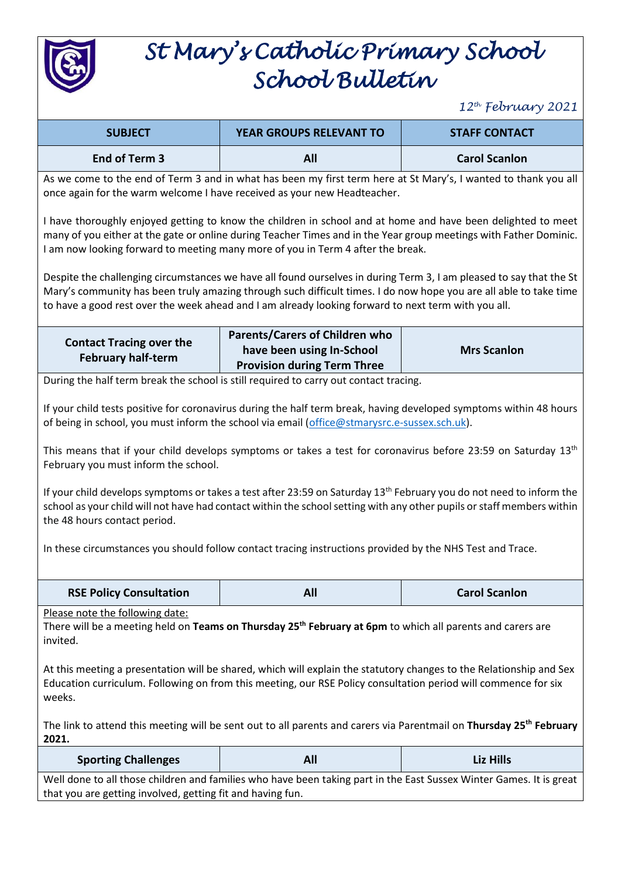# St Mary's Catholic Primary School
# School Bulletin

*12th February 2021*

| SUBJECT | YEAR GROUPS RELEVANT TO | STAFF CONTACT |
|---|---|---|
| End of Term 3 | All | Carol Scanlon |

As we come to the end of Term 3 and in what has been my first term here at St Mary's, I wanted to thank you all once again for the warm welcome I have received as your new Headteacher.

I have thoroughly enjoyed getting to know the children in school and at home and have been delighted to meet many of you either at the gate or online during Teacher Times and in the Year group meetings with Father Dominic. I am now looking forward to meeting many more of you in Term 4 after the break.

Despite the challenging circumstances we have all found ourselves in during Term 3, I am pleased to say that the St Mary's community has been truly amazing through such difficult times. I do now hope you are all able to take time to have a good rest over the week ahead and I am already looking forward to next term with you all.

| SUBJECT | YEAR GROUPS RELEVANT TO | STAFF CONTACT |
|---|---|---|
| Contact Tracing over the February half-term | Parents/Carers of Children who have been using In-School Provision during Term Three | Mrs Scanlon |

During the half term break the school is still required to carry out contact tracing.

If your child tests positive for coronavirus during the half term break, having developed symptoms within 48 hours of being in school, you must inform the school via email (office@stmarysrc.e-sussex.sch.uk).

This means that if your child develops symptoms or takes a test for coronavirus before 23:59 on Saturday 13th February you must inform the school.

If your child develops symptoms or takes a test after 23:59 on Saturday 13th February you do not need to inform the school as your child will not have had contact within the school setting with any other pupils or staff members within the 48 hours contact period.

In these circumstances you should follow contact tracing instructions provided by the NHS Test and Trace.

| SUBJECT | YEAR GROUPS RELEVANT TO | STAFF CONTACT |
|---|---|---|
| RSE Policy Consultation | All | Carol Scanlon |

Please note the following date:
There will be a meeting held on **Teams on Thursday 25th February at 6pm** to which all parents and carers are invited.

At this meeting a presentation will be shared, which will explain the statutory changes to the Relationship and Sex Education curriculum. Following on from this meeting, our RSE Policy consultation period will commence for six weeks.

The link to attend this meeting will be sent out to all parents and carers via Parentmail on **Thursday 25th February 2021.**

| SUBJECT | YEAR GROUPS RELEVANT TO | STAFF CONTACT |
|---|---|---|
| Sporting Challenges | All | Liz Hills |

Well done to all those children and families who have been taking part in the East Sussex Winter Games. It is great that you are getting involved, getting fit and having fun.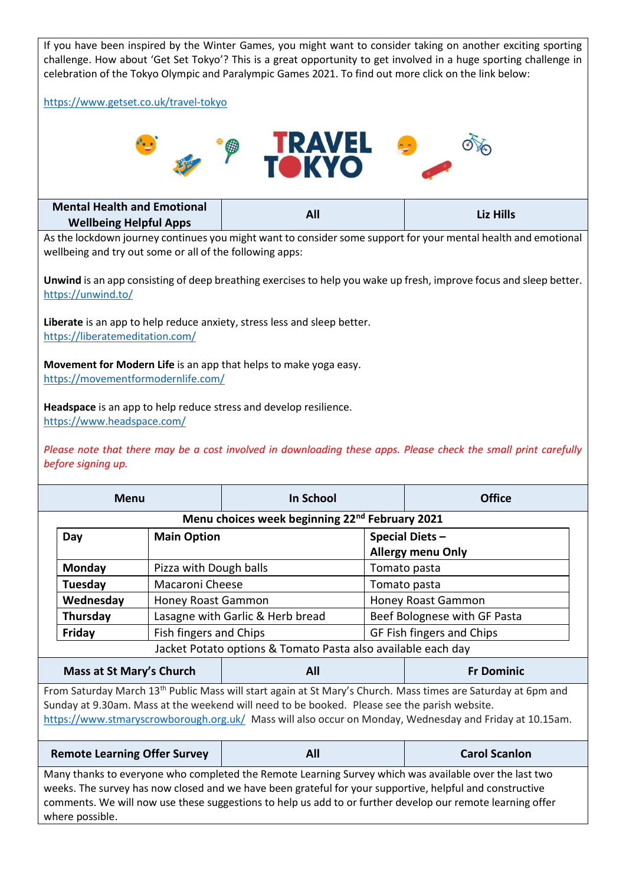If you have been inspired by the Winter Games, you might want to consider taking on another exciting sporting challenge. How about 'Get Set Tokyo'? This is a great opportunity to get involved in a huge sporting challenge in celebration of the Tokyo Olympic and Paralympic Games 2021. To find out more click on the link below:

https://www.getset.co.uk/travel-tokyo

TRAVEL TOKYO

| Mental Health and Emotional Wellbeing Helpful Apps | All | Liz Hills |
|---|---|---|

As the lockdown journey continues you might want to consider some support for your mental health and emotional wellbeing and try out some or all of the following apps:

**Unwind** is an app consisting of deep breathing exercises to help you wake up fresh, improve focus and sleep better.
https://unwind.to/

**Liberate** is an app to help reduce anxiety, stress less and sleep better.
https://liberatemeditation.com/

**Movement for Modern Life** is an app that helps to make yoga easy.
https://movementformodernlife.com/

**Headspace** is an app to help reduce stress and develop resilience.
https://www.headspace.com/

*Please note that there may be a cost involved in downloading these apps. Please check the small print carefully before signing up.*

| Menu | In School | Office |
|---|---|---|

**Menu choices week beginning 22nd February 2021**

| Day | Main Option | Special Diets – Allergy menu Only |
|---|---|---|
| **Monday** | Pizza with Dough balls | Tomato pasta |
| **Tuesday** | Macaroni Cheese | Tomato pasta |
| **Wednesday** | Honey Roast Gammon | Honey Roast Gammon |
| **Thursday** | Lasagne with Garlic & Herb bread | Beef Bolognese with GF Pasta |
| **Friday** | Fish fingers and Chips | GF Fish fingers and Chips |

Jacket Potato options & Tomato Pasta also available each day

| Mass at St Mary's Church | All | Fr Dominic |
|---|---|---|

From Saturday March 13th Public Mass will start again at St Mary's Church. Mass times are Saturday at 6pm and Sunday at 9.30am. Mass at the weekend will need to be booked. Please see the parish website. https://www.stmaryscrowborough.org.uk/ Mass will also occur on Monday, Wednesday and Friday at 10.15am.

| Remote Learning Offer Survey | All | Carol Scanlon |
|---|---|---|

Many thanks to everyone who completed the Remote Learning Survey which was available over the last two weeks. The survey has now closed and we have been grateful for your supportive, helpful and constructive comments. We will now use these suggestions to help us add to or further develop our remote learning offer where possible.